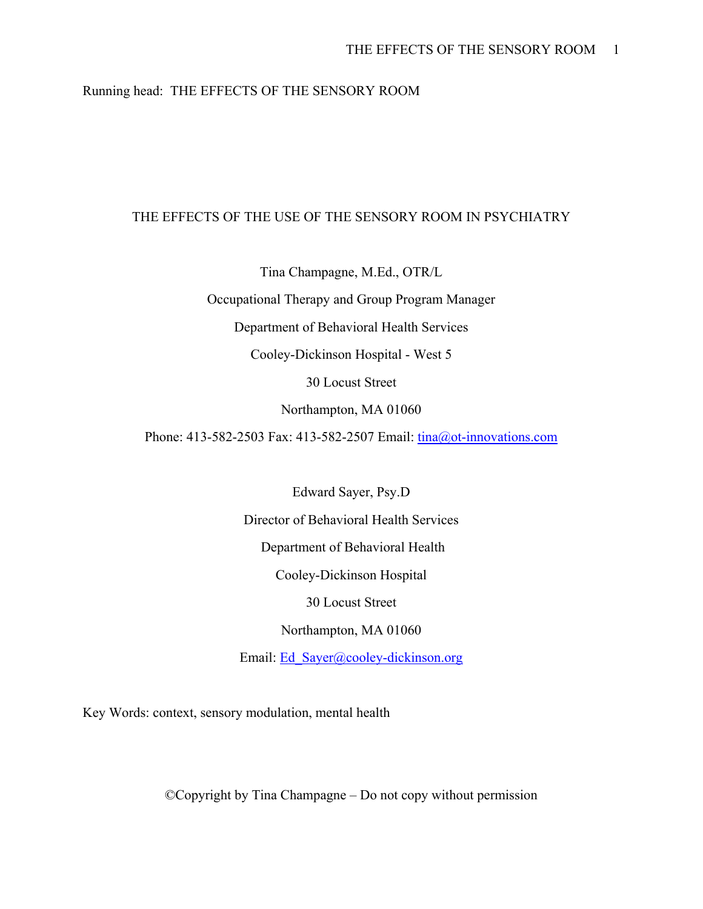Running head: THE EFFECTS OF THE SENSORY ROOM

# THE EFFECTS OF THE USE OF THE SENSORY ROOM IN PSYCHIATRY

Tina Champagne, M.Ed., OTR/L

Occupational Therapy and Group Program Manager

Department of Behavioral Health Services

Cooley-Dickinson Hospital - West 5

30 Locust Street

Northampton, MA 01060

Phone: 413-582-2503 Fax: 413-582-2507 Email: tina@ot-innovations.com

Edward Sayer, Psy.D

Director of Behavioral Health Services

Department of Behavioral Health

Cooley-Dickinson Hospital

30 Locust Street

Northampton, MA 01060

Email: Ed_Sayer@cooley-dickinson.org

Key Words: context, sensory modulation, mental health

©Copyright by Tina Champagne – Do not copy without permission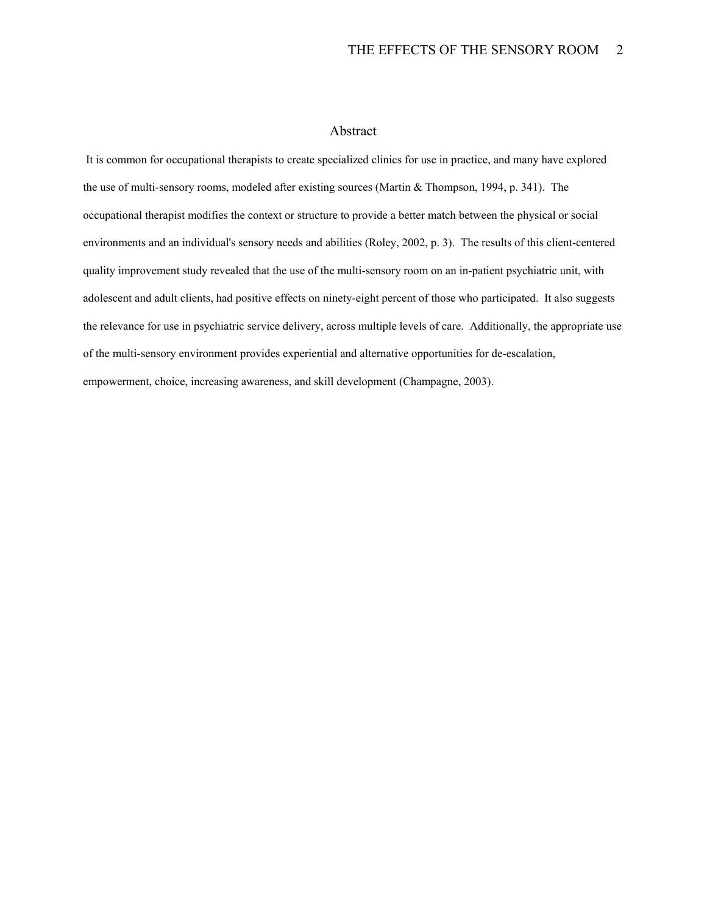# Abstract

It is common for occupational therapists to create specialized clinics for use in practice, and many have explored the use of multi-sensory rooms, modeled after existing sources (Martin & Thompson, 1994, p. 341). The occupational therapist modifies the context or structure to provide a better match between the physical or social environments and an individual's sensory needs and abilities (Roley, 2002, p. 3). The results of this client-centered quality improvement study revealed that the use of the multi-sensory room on an in-patient psychiatric unit, with adolescent and adult clients, had positive effects on ninety-eight percent of those who participated. It also suggests the relevance for use in psychiatric service delivery, across multiple levels of care. Additionally, the appropriate use of the multi-sensory environment provides experiential and alternative opportunities for de-escalation, empowerment, choice, increasing awareness, and skill development (Champagne, 2003).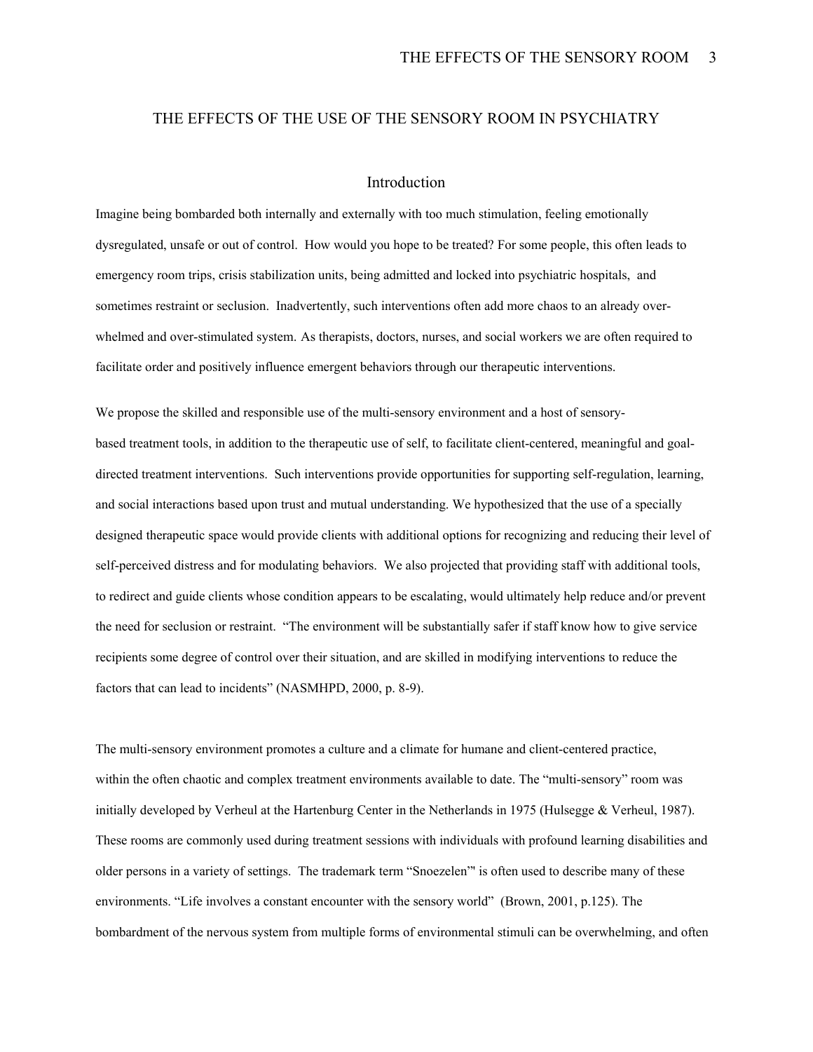# THE EFFECTS OF THE USE OF THE SENSORY ROOM IN PSYCHIATRY

## Introduction

Imagine being bombarded both internally and externally with too much stimulation, feeling emotionally dysregulated, unsafe or out of control. How would you hope to be treated? For some people, this often leads to emergency room trips, crisis stabilization units, being admitted and locked into psychiatric hospitals, and sometimes restraint or seclusion. Inadvertently, such interventions often add more chaos to an already over-whelmed and over-stimulated system. As therapists, doctors, nurses, and social workers we are often required to facilitate order and positively influence emergent behaviors through our therapeutic interventions.

We propose the skilled and responsible use of the multi-sensory environment and a host of sensory-based treatment tools, in addition to the therapeutic use of self, to facilitate client-centered, meaningful and goal-directed treatment interventions. Such interventions provide opportunities for supporting self-regulation, learning, and social interactions based upon trust and mutual understanding. We hypothesized that the use of a specially designed therapeutic space would provide clients with additional options for recognizing and reducing their level of self-perceived distress and for modulating behaviors. We also projected that providing staff with additional tools, to redirect and guide clients whose condition appears to be escalating, would ultimately help reduce and/or prevent the need for seclusion or restraint. "The environment will be substantially safer if staff know how to give service recipients some degree of control over their situation, and are skilled in modifying interventions to reduce the factors that can lead to incidents" (NASMHPD, 2000, p. 8-9).

The multi-sensory environment promotes a culture and a climate for humane and client-centered practice, within the often chaotic and complex treatment environments available to date. The "multi-sensory" room was initially developed by Verheul at the Hartenburg Center in the Netherlands in 1975 (Hulsegge & Verheul, 1987). These rooms are commonly used during treatment sessions with individuals with profound learning disabilities and older persons in a variety of settings. The trademark term "Snoezelen"' is often used to describe many of these environments. "Life involves a constant encounter with the sensory world" (Brown, 2001, p.125). The bombardment of the nervous system from multiple forms of environmental stimuli can be overwhelming, and often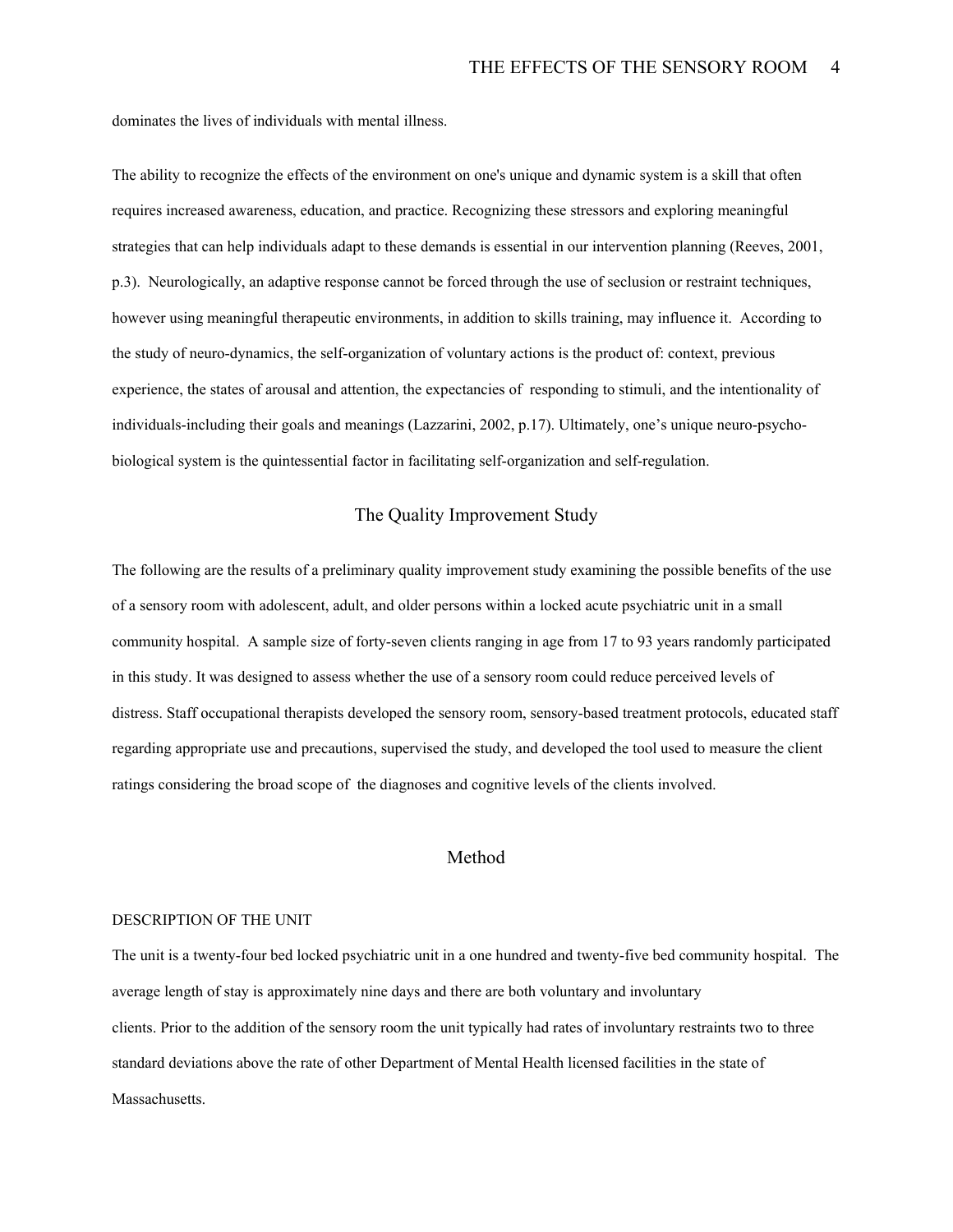dominates the lives of individuals with mental illness.

The ability to recognize the effects of the environment on one's unique and dynamic system is a skill that often requires increased awareness, education, and practice. Recognizing these stressors and exploring meaningful strategies that can help individuals adapt to these demands is essential in our intervention planning (Reeves, 2001, p.3). Neurologically, an adaptive response cannot be forced through the use of seclusion or restraint techniques, however using meaningful therapeutic environments, in addition to skills training, may influence it. According to the study of neuro-dynamics, the self-organization of voluntary actions is the product of: context, previous experience, the states of arousal and attention, the expectancies of responding to stimuli, and the intentionality of individuals-including their goals and meanings (Lazzarini, 2002, p.17). Ultimately, one's unique neuro-psycho-biological system is the quintessential factor in facilitating self-organization and self-regulation.

## The Quality Improvement Study

The following are the results of a preliminary quality improvement study examining the possible benefits of the use of a sensory room with adolescent, adult, and older persons within a locked acute psychiatric unit in a small community hospital. A sample size of forty-seven clients ranging in age from 17 to 93 years randomly participated in this study. It was designed to assess whether the use of a sensory room could reduce perceived levels of distress. Staff occupational therapists developed the sensory room, sensory-based treatment protocols, educated staff regarding appropriate use and precautions, supervised the study, and developed the tool used to measure the client ratings considering the broad scope of the diagnoses and cognitive levels of the clients involved.

## Method

### DESCRIPTION OF THE UNIT

The unit is a twenty-four bed locked psychiatric unit in a one hundred and twenty-five bed community hospital. The average length of stay is approximately nine days and there are both voluntary and involuntary clients. Prior to the addition of the sensory room the unit typically had rates of involuntary restraints two to three standard deviations above the rate of other Department of Mental Health licensed facilities in the state of Massachusetts.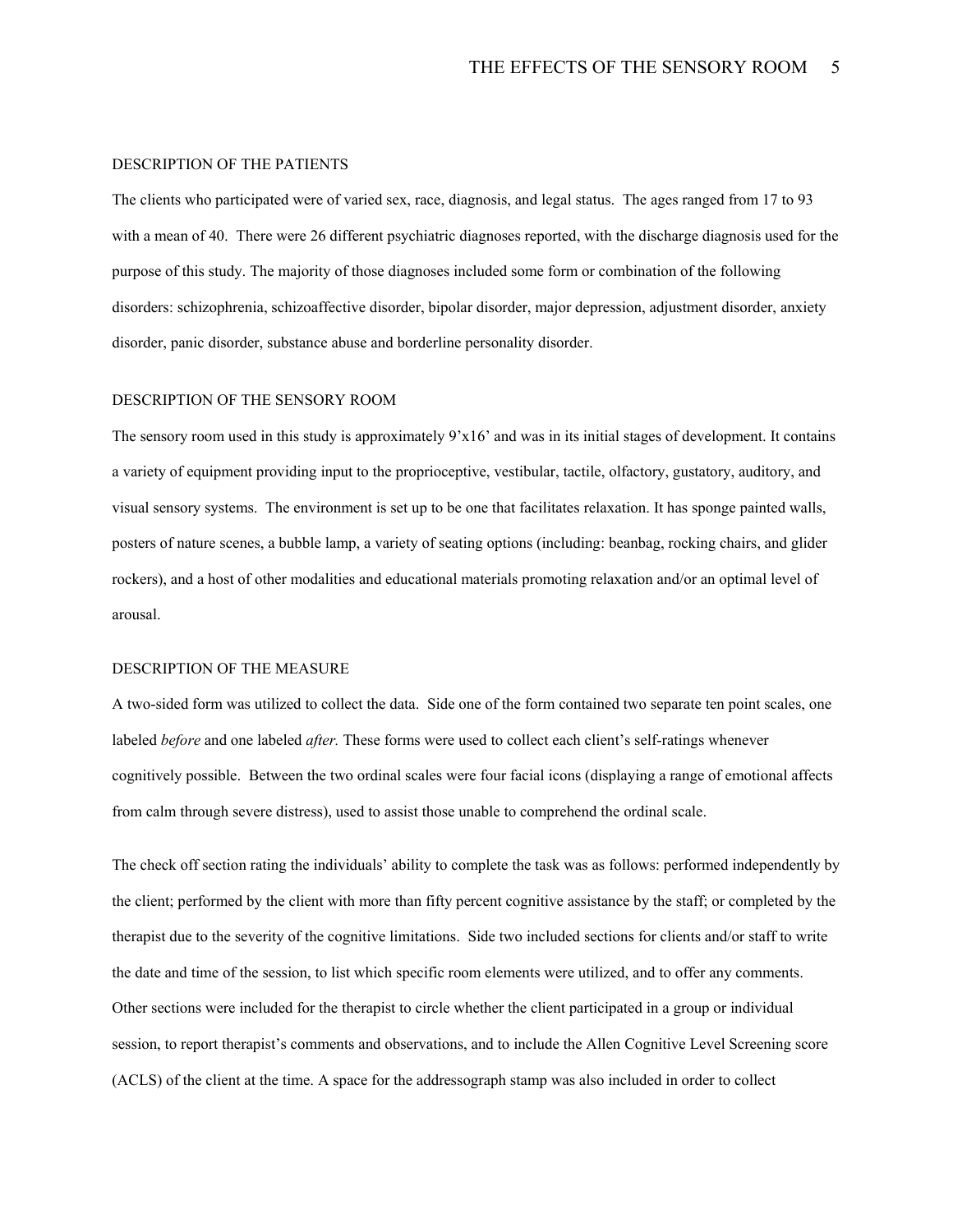## DESCRIPTION OF THE PATIENTS

The clients who participated were of varied sex, race, diagnosis, and legal status. The ages ranged from 17 to 93 with a mean of 40. There were 26 different psychiatric diagnoses reported, with the discharge diagnosis used for the purpose of this study. The majority of those diagnoses included some form or combination of the following disorders: schizophrenia, schizoaffective disorder, bipolar disorder, major depression, adjustment disorder, anxiety disorder, panic disorder, substance abuse and borderline personality disorder.

## DESCRIPTION OF THE SENSORY ROOM

The sensory room used in this study is approximately 9'x16' and was in its initial stages of development. It contains a variety of equipment providing input to the proprioceptive, vestibular, tactile, olfactory, gustatory, auditory, and visual sensory systems. The environment is set up to be one that facilitates relaxation. It has sponge painted walls, posters of nature scenes, a bubble lamp, a variety of seating options (including: beanbag, rocking chairs, and glider rockers), and a host of other modalities and educational materials promoting relaxation and/or an optimal level of arousal.

## DESCRIPTION OF THE MEASURE

A two-sided form was utilized to collect the data. Side one of the form contained two separate ten point scales, one labeled *before* and one labeled *after.* These forms were used to collect each client's self-ratings whenever cognitively possible. Between the two ordinal scales were four facial icons (displaying a range of emotional affects from calm through severe distress), used to assist those unable to comprehend the ordinal scale.

The check off section rating the individuals' ability to complete the task was as follows: performed independently by the client; performed by the client with more than fifty percent cognitive assistance by the staff; or completed by the therapist due to the severity of the cognitive limitations. Side two included sections for clients and/or staff to write the date and time of the session, to list which specific room elements were utilized, and to offer any comments. Other sections were included for the therapist to circle whether the client participated in a group or individual session, to report therapist's comments and observations, and to include the Allen Cognitive Level Screening score (ACLS) of the client at the time. A space for the addressograph stamp was also included in order to collect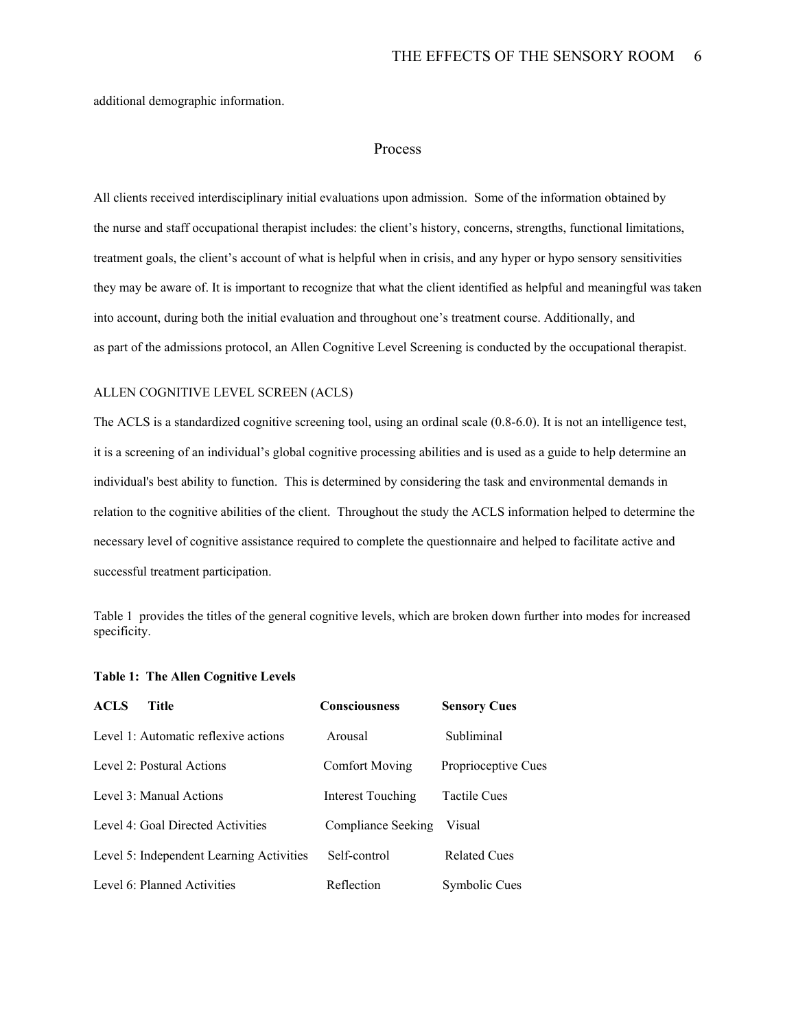additional demographic information.

## Process

All clients received interdisciplinary initial evaluations upon admission. Some of the information obtained by the nurse and staff occupational therapist includes: the client's history, concerns, strengths, functional limitations, treatment goals, the client's account of what is helpful when in crisis, and any hyper or hypo sensory sensitivities they may be aware of. It is important to recognize that what the client identified as helpful and meaningful was taken into account, during both the initial evaluation and throughout one's treatment course. Additionally, and as part of the admissions protocol, an Allen Cognitive Level Screening is conducted by the occupational therapist.

### ALLEN COGNITIVE LEVEL SCREEN (ACLS)

The ACLS is a standardized cognitive screening tool, using an ordinal scale (0.8-6.0). It is not an intelligence test, it is a screening of an individual's global cognitive processing abilities and is used as a guide to help determine an individual's best ability to function. This is determined by considering the task and environmental demands in relation to the cognitive abilities of the client. Throughout the study the ACLS information helped to determine the necessary level of cognitive assistance required to complete the questionnaire and helped to facilitate active and successful treatment participation.

Table 1 provides the titles of the general cognitive levels, which are broken down further into modes for increased specificity.

**Table 1: The Allen Cognitive Levels**

| ACLS Title | Consciousness | Sensory Cues |
|---|---|---|
| Level 1: Automatic reflexive actions | Arousal | Subliminal |
| Level 2: Postural Actions | Comfort Moving | Proprioceptive Cues |
| Level 3: Manual Actions | Interest Touching | Tactile Cues |
| Level 4: Goal Directed Activities | Compliance Seeking | Visual |
| Level 5: Independent Learning Activities | Self-control | Related Cues |
| Level 6: Planned Activities | Reflection | Symbolic Cues |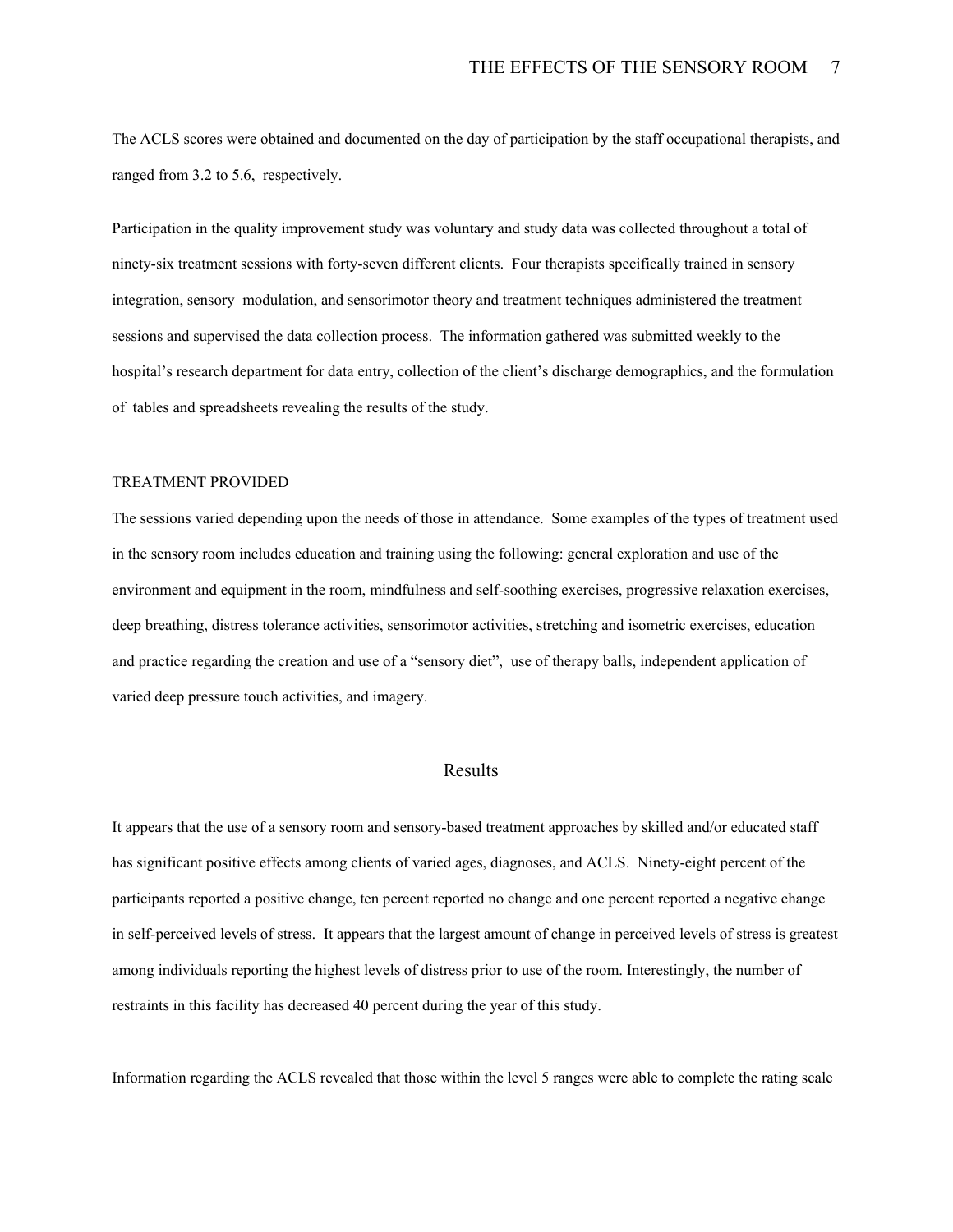The ACLS scores were obtained and documented on the day of participation by the staff occupational therapists, and ranged from 3.2 to 5.6, respectively.

Participation in the quality improvement study was voluntary and study data was collected throughout a total of ninety-six treatment sessions with forty-seven different clients. Four therapists specifically trained in sensory integration, sensory modulation, and sensorimotor theory and treatment techniques administered the treatment sessions and supervised the data collection process. The information gathered was submitted weekly to the hospital's research department for data entry, collection of the client's discharge demographics, and the formulation of tables and spreadsheets revealing the results of the study.

### TREATMENT PROVIDED

The sessions varied depending upon the needs of those in attendance. Some examples of the types of treatment used in the sensory room includes education and training using the following: general exploration and use of the environment and equipment in the room, mindfulness and self-soothing exercises, progressive relaxation exercises, deep breathing, distress tolerance activities, sensorimotor activities, stretching and isometric exercises, education and practice regarding the creation and use of a "sensory diet", use of therapy balls, independent application of varied deep pressure touch activities, and imagery.

## Results

It appears that the use of a sensory room and sensory-based treatment approaches by skilled and/or educated staff has significant positive effects among clients of varied ages, diagnoses, and ACLS. Ninety-eight percent of the participants reported a positive change, ten percent reported no change and one percent reported a negative change in self-perceived levels of stress. It appears that the largest amount of change in perceived levels of stress is greatest among individuals reporting the highest levels of distress prior to use of the room. Interestingly, the number of restraints in this facility has decreased 40 percent during the year of this study.

Information regarding the ACLS revealed that those within the level 5 ranges were able to complete the rating scale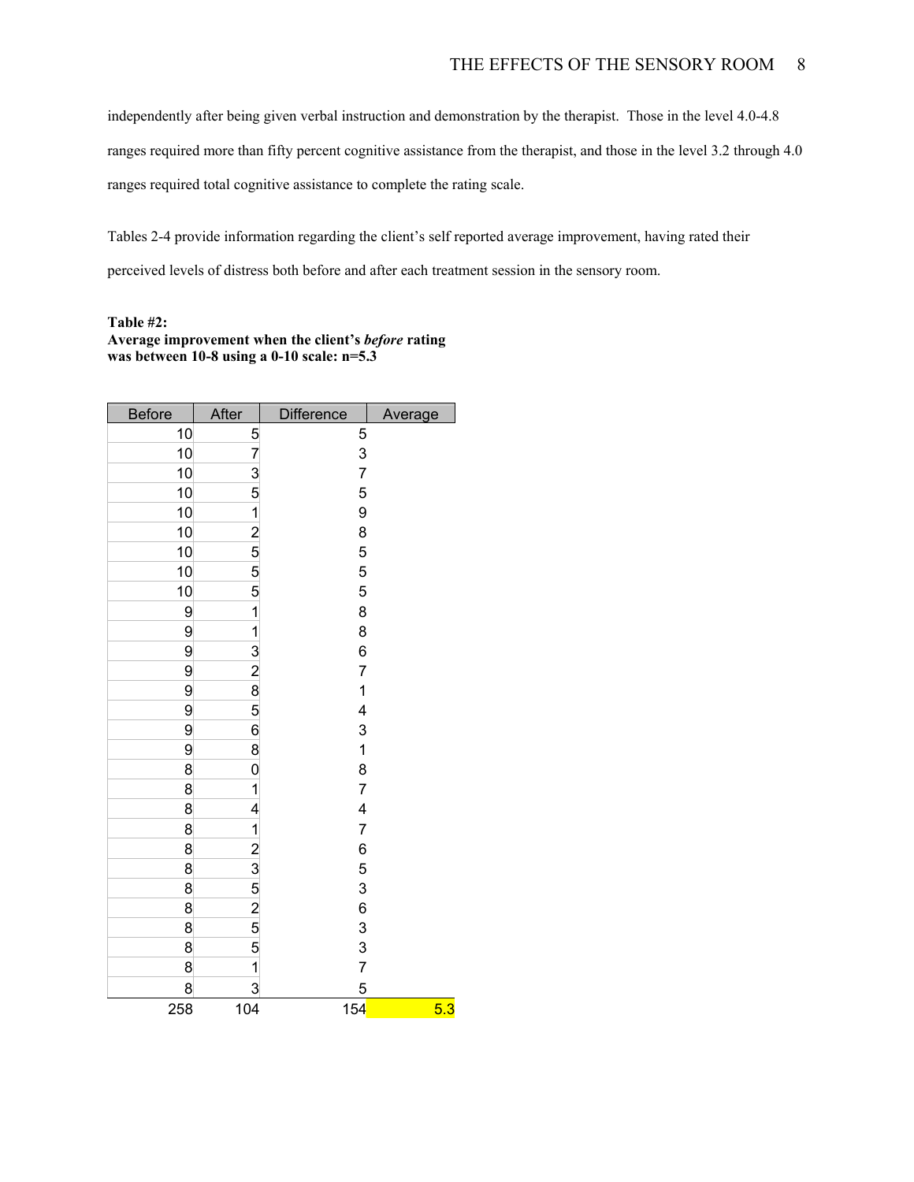independently after being given verbal instruction and demonstration by the therapist. Those in the level 4.0-4.8 ranges required more than fifty percent cognitive assistance from the therapist, and those in the level 3.2 through 4.0 ranges required total cognitive assistance to complete the rating scale.

Tables 2-4 provide information regarding the client's self reported average improvement, having rated their perceived levels of distress both before and after each treatment session in the sensory room.

**Table #2:**
**Average improvement when the client's *before* rating was between 10-8 using a 0-10 scale: n=5.3**

| Before | After | Difference | Average |
|---|---|---|---|
| 10 | 5 | 5 | |
| 10 | 7 | 3 | |
| 10 | 3 | 7 | |
| 10 | 5 | 5 | |
| 10 | 1 | 9 | |
| 10 | 2 | 8 | |
| 10 | 5 | 5 | |
| 10 | 5 | 5 | |
| 10 | 5 | 5 | |
| 9 | 1 | 8 | |
| 9 | 1 | 8 | |
| 9 | 3 | 6 | |
| 9 | 2 | 7 | |
| 9 | 8 | 1 | |
| 9 | 5 | 4 | |
| 9 | 6 | 3 | |
| 9 | 8 | 1 | |
| 8 | 0 | 8 | |
| 8 | 1 | 7 | |
| 8 | 4 | 4 | |
| 8 | 1 | 7 | |
| 8 | 2 | 6 | |
| 8 | 3 | 5 | |
| 8 | 5 | 3 | |
| 8 | 2 | 6 | |
| 8 | 5 | 3 | |
| 8 | 5 | 3 | |
| 8 | 1 | 7 | |
| 8 | 3 | 5 | |
| 258 | 104 | 154 | 5.3 |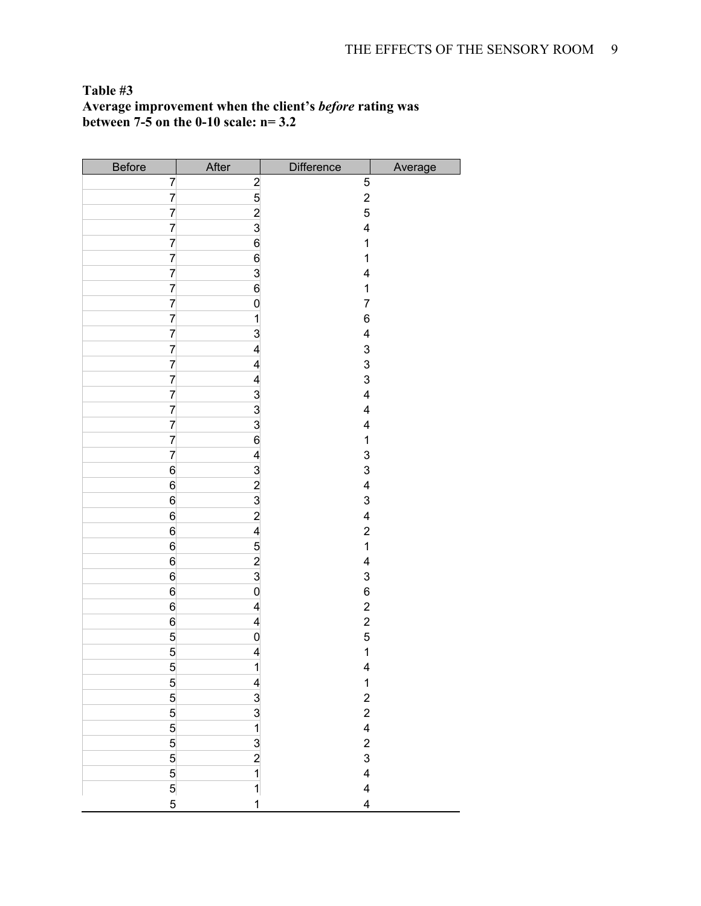**Table #3**
**Average improvement when the client's *before* rating was between 7-5 on the 0-10 scale: n= 3.2**

| Before | After | Difference | Average |
|---|---|---|---|
| 7 | 2 | 5 | |
| 7 | 5 | 2 | |
| 7 | 2 | 5 | |
| 7 | 3 | 4 | |
| 7 | 6 | 1 | |
| 7 | 6 | 1 | |
| 7 | 3 | 4 | |
| 7 | 6 | 1 | |
| 7 | 0 | 7 | |
| 7 | 1 | 6 | |
| 7 | 3 | 4 | |
| 7 | 4 | 3 | |
| 7 | 4 | 3 | |
| 7 | 4 | 3 | |
| 7 | 3 | 4 | |
| 7 | 3 | 4 | |
| 7 | 3 | 4 | |
| 7 | 6 | 1 | |
| 7 | 4 | 3 | |
| 6 | 3 | 3 | |
| 6 | 2 | 4 | |
| 6 | 3 | 3 | |
| 6 | 2 | 4 | |
| 6 | 4 | 2 | |
| 6 | 5 | 1 | |
| 6 | 2 | 4 | |
| 6 | 3 | 3 | |
| 6 | 0 | 6 | |
| 6 | 4 | 2 | |
| 6 | 4 | 2 | |
| 5 | 0 | 5 | |
| 5 | 4 | 1 | |
| 5 | 1 | 4 | |
| 5 | 4 | 1 | |
| 5 | 3 | 2 | |
| 5 | 3 | 2 | |
| 5 | 1 | 4 | |
| 5 | 3 | 2 | |
| 5 | 2 | 3 | |
| 5 | 1 | 4 | |
| 5 | 1 | 4 | |
| 5 | 1 | 4 | |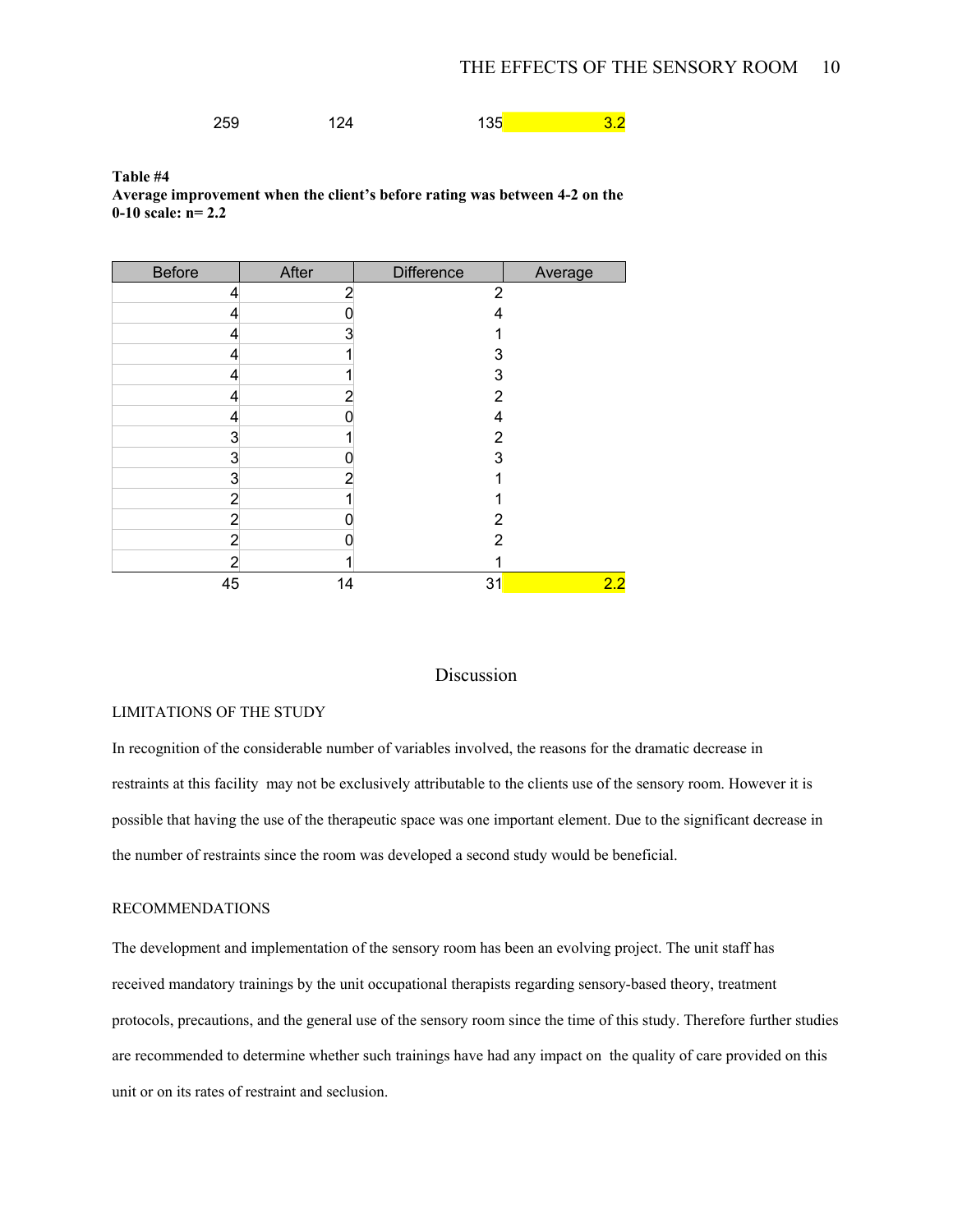| | | | |
|---|---|---|---|
| 259 | 124 | 135 | 3.2 |

**Table #4**
**Average improvement when the client's before rating was between 4-2 on the 0-10 scale: n= 2.2**

| Before | After | Difference | Average |
|---|---|---|---|
| 4 | 2 | 2 | |
| 4 | 0 | 4 | |
| 4 | 3 | 1 | |
| 4 | 1 | 3 | |
| 4 | 1 | 3 | |
| 4 | 2 | 2 | |
| 4 | 0 | 4 | |
| 3 | 1 | 2 | |
| 3 | 0 | 3 | |
| 3 | 2 | 1 | |
| 2 | 1 | 1 | |
| 2 | 0 | 2 | |
| 2 | 0 | 2 | |
| 2 | 1 | 1 | |
| 45 | 14 | 31 | 2.2 |

## Discussion

### LIMITATIONS OF THE STUDY

In recognition of the considerable number of variables involved, the reasons for the dramatic decrease in restraints at this facility may not be exclusively attributable to the clients use of the sensory room. However it is possible that having the use of the therapeutic space was one important element. Due to the significant decrease in the number of restraints since the room was developed a second study would be beneficial.

### RECOMMENDATIONS

The development and implementation of the sensory room has been an evolving project. The unit staff has received mandatory trainings by the unit occupational therapists regarding sensory-based theory, treatment protocols, precautions, and the general use of the sensory room since the time of this study. Therefore further studies are recommended to determine whether such trainings have had any impact on the quality of care provided on this unit or on its rates of restraint and seclusion.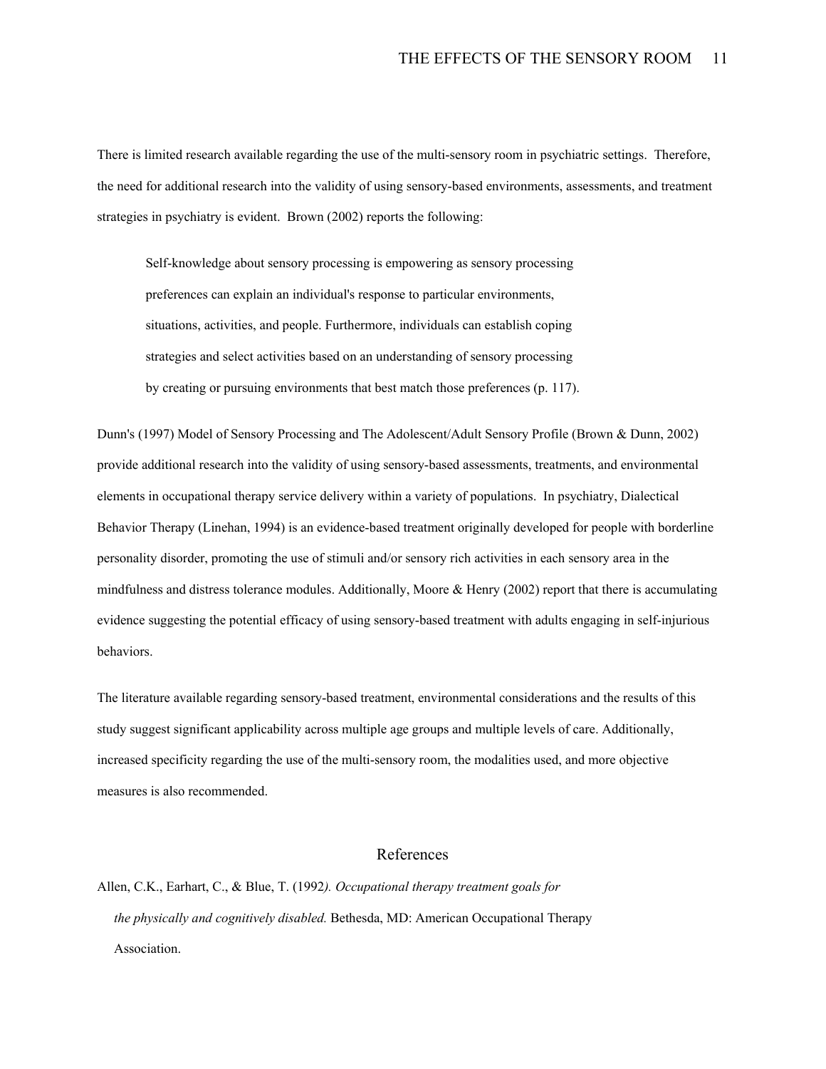There is limited research available regarding the use of the multi-sensory room in psychiatric settings. Therefore, the need for additional research into the validity of using sensory-based environments, assessments, and treatment strategies in psychiatry is evident. Brown (2002) reports the following:

> Self-knowledge about sensory processing is empowering as sensory processing preferences can explain an individual's response to particular environments, situations, activities, and people. Furthermore, individuals can establish coping strategies and select activities based on an understanding of sensory processing by creating or pursuing environments that best match those preferences (p. 117).

Dunn's (1997) Model of Sensory Processing and The Adolescent/Adult Sensory Profile (Brown & Dunn, 2002) provide additional research into the validity of using sensory-based assessments, treatments, and environmental elements in occupational therapy service delivery within a variety of populations. In psychiatry, Dialectical Behavior Therapy (Linehan, 1994) is an evidence-based treatment originally developed for people with borderline personality disorder, promoting the use of stimuli and/or sensory rich activities in each sensory area in the mindfulness and distress tolerance modules. Additionally, Moore & Henry (2002) report that there is accumulating evidence suggesting the potential efficacy of using sensory-based treatment with adults engaging in self-injurious behaviors.

The literature available regarding sensory-based treatment, environmental considerations and the results of this study suggest significant applicability across multiple age groups and multiple levels of care. Additionally, increased specificity regarding the use of the multi-sensory room, the modalities used, and more objective measures is also recommended.

## References

Allen, C.K., Earhart, C., & Blue, T. (1992*). Occupational therapy treatment goals for the physically and cognitively disabled.* Bethesda, MD: American Occupational Therapy Association.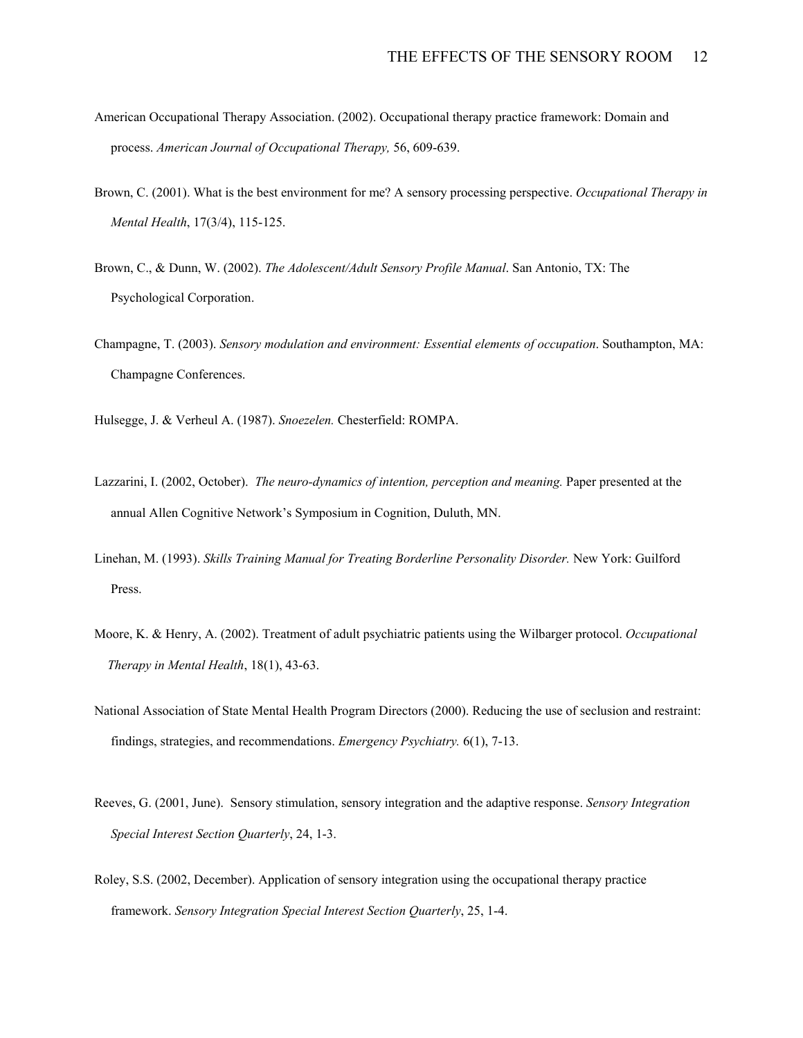American Occupational Therapy Association. (2002). Occupational therapy practice framework: Domain and process. *American Journal of Occupational Therapy,* 56, 609-639.

Brown, C. (2001). What is the best environment for me? A sensory processing perspective. *Occupational Therapy in Mental Health*, 17(3/4), 115-125.

Brown, C., & Dunn, W. (2002). *The Adolescent/Adult Sensory Profile Manual*. San Antonio, TX: The Psychological Corporation.

Champagne, T. (2003). *Sensory modulation and environment: Essential elements of occupation*. Southampton, MA: Champagne Conferences.

Hulsegge, J. & Verheul A. (1987). *Snoezelen.* Chesterfield: ROMPA.

Lazzarini, I. (2002, October). *The neuro-dynamics of intention, perception and meaning.* Paper presented at the annual Allen Cognitive Network's Symposium in Cognition, Duluth, MN.

Linehan, M. (1993). *Skills Training Manual for Treating Borderline Personality Disorder.* New York: Guilford Press.

Moore, K. & Henry, A. (2002). Treatment of adult psychiatric patients using the Wilbarger protocol. *Occupational Therapy in Mental Health*, 18(1), 43-63.

National Association of State Mental Health Program Directors (2000). Reducing the use of seclusion and restraint: findings, strategies, and recommendations. *Emergency Psychiatry.* 6(1), 7-13.

Reeves, G. (2001, June). Sensory stimulation, sensory integration and the adaptive response. *Sensory Integration Special Interest Section Quarterly*, 24, 1-3.

Roley, S.S. (2002, December). Application of sensory integration using the occupational therapy practice framework. *Sensory Integration Special Interest Section Quarterly*, 25, 1-4.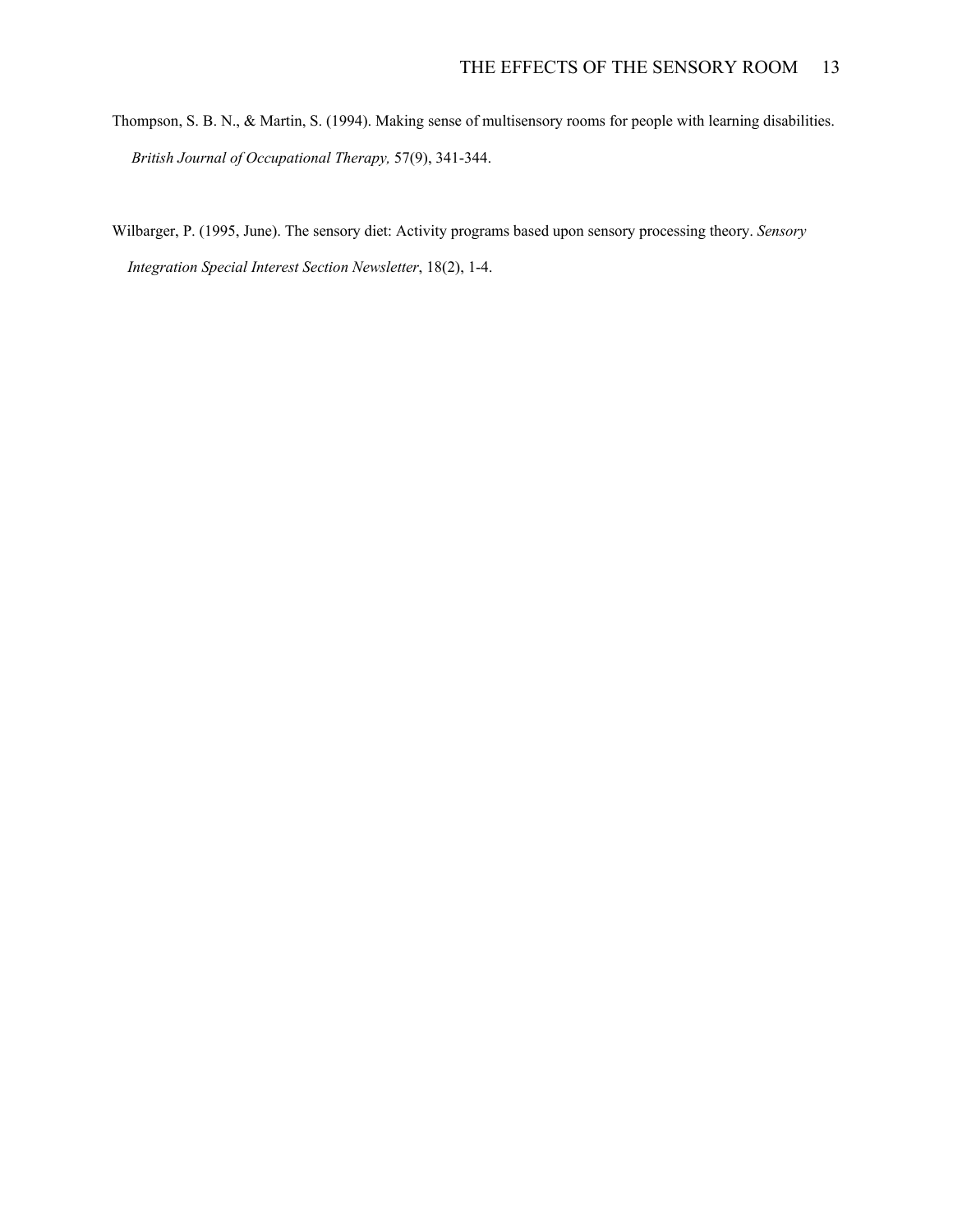Thompson, S. B. N., & Martin, S. (1994). Making sense of multisensory rooms for people with learning disabilities. *British Journal of Occupational Therapy,* 57(9), 341-344.

Wilbarger, P. (1995, June). The sensory diet: Activity programs based upon sensory processing theory. *Sensory Integration Special Interest Section Newsletter*, 18(2), 1-4.